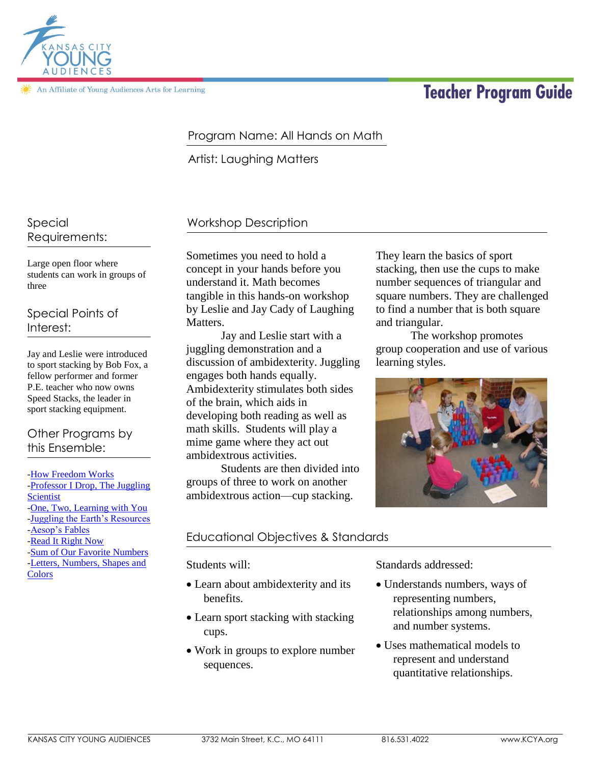Kansas City Young Audiences

An Affiliate of Young Audiences Arts for Learning

# Teacher Program Guide

Program Name: All Hands on Math

Artist: Laughing Matters

## Workshop Description

Sometimes you need to hold a concept in your hands before you understand it. Math becomes tangible in this hands-on workshop by Leslie and Jay Cady of Laughing Matters.

Jay and Leslie start with a juggling demonstration and a discussion of ambidexterity. Juggling engages both hands equally. Ambidexterity stimulates both sides of the brain, which aids in developing both reading as well as math skills. Students will play a mime game where they act out ambidextrous activities.

Students are then divided into groups of three to work on another ambidextrous action—cup stacking. They learn the basics of sport stacking, then use the cups to make number sequences of triangular and square numbers. They are challenged to find a number that is both square and triangular.

The workshop promotes group cooperation and use of various learning styles.

## Special Requirements:

Large open floor where students can work in groups of three

## Special Points of Interest:

Jay and Leslie were introduced to sport stacking by Bob Fox, a fellow performer and former P.E. teacher who now owns Speed Stacks, the leader in sport stacking equipment.

## Other Programs by this Ensemble:

- How Freedom Works
- Professor I Drop, The Juggling Scientist
- One, Two, Learning with You
- Juggling the Earth's Resources
- Aesop's Fables
- Read It Right Now
- Sum of Our Favorite Numbers
- Letters, Numbers, Shapes and Colors

## Educational Objectives & Standards

Students will:

- Learn about ambidexterity and its benefits.
- Learn sport stacking with stacking cups.
- Work in groups to explore number sequences.

Standards addressed:

- Understands numbers, ways of representing numbers, relationships among numbers, and number systems.
- Uses mathematical models to represent and understand quantitative relationships.

KANSAS CITY YOUNG AUDIENCES 3732 Main Street, K.C., MO 64111 816.531.4022 www.KCYA.org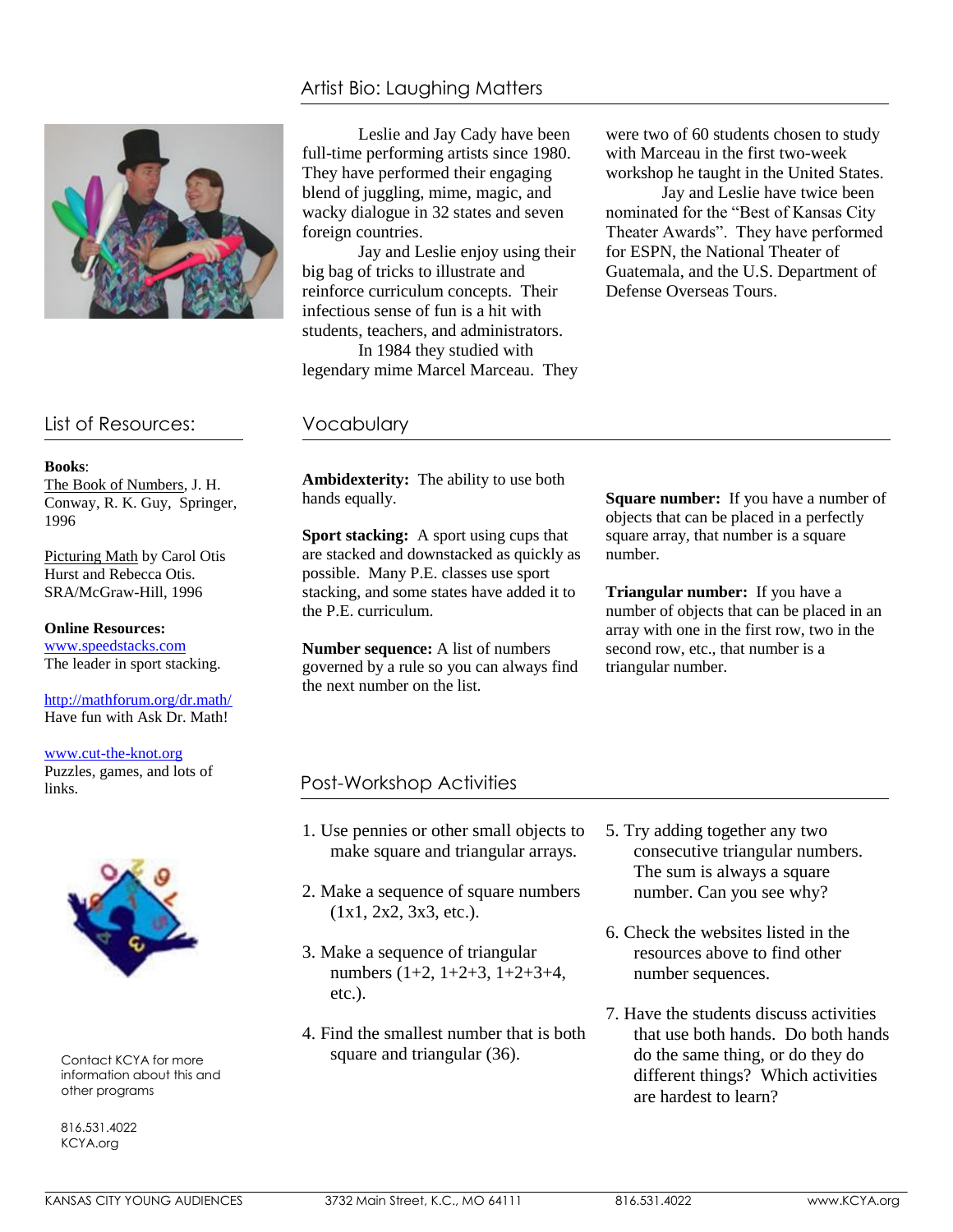## Artist Bio: Laughing Matters

Leslie and Jay Cady have been full-time performing artists since 1980. They have performed their engaging blend of juggling, mime, magic, and wacky dialogue in 32 states and seven foreign countries.

Jay and Leslie enjoy using their big bag of tricks to illustrate and reinforce curriculum concepts. Their infectious sense of fun is a hit with students, teachers, and administrators.

In 1984 they studied with legendary mime Marcel Marceau. They were two of 60 students chosen to study with Marceau in the first two-week workshop he taught in the United States.

Jay and Leslie have twice been nominated for the "Best of Kansas City Theater Awards". They have performed for ESPN, the National Theater of Guatemala, and the U.S. Department of Defense Overseas Tours.

## List of Resources:

**Books**:

The Book of Numbers, J. H. Conway, R. K. Guy, Springer, 1996

Picturing Math by Carol Otis Hurst and Rebecca Otis. SRA/McGraw-Hill, 1996

**Online Resources:**

www.speedstacks.com
The leader in sport stacking.

http://mathforum.org/dr.math/
Have fun with Ask Dr. Math!

www.cut-the-knot.org
Puzzles, games, and lots of links.

Contact KCYA for more information about this and other programs

816.531.4022
KCYA.org

## Vocabulary

**Ambidexterity:** The ability to use both hands equally.

**Sport stacking:** A sport using cups that are stacked and downstacked as quickly as possible. Many P.E. classes use sport stacking, and some states have added it to the P.E. curriculum.

**Number sequence:** A list of numbers governed by a rule so you can always find the next number on the list.

**Square number:** If you have a number of objects that can be placed in a perfectly square array, that number is a square number.

**Triangular number:** If you have a number of objects that can be placed in an array with one in the first row, two in the second row, etc., that number is a triangular number.

## Post-Workshop Activities

1. Use pennies or other small objects to make square and triangular arrays.
2. Make a sequence of square numbers (1x1, 2x2, 3x3, etc.).
3. Make a sequence of triangular numbers (1+2, 1+2+3, 1+2+3+4, etc.).
4. Find the smallest number that is both square and triangular (36).
5. Try adding together any two consecutive triangular numbers. The sum is always a square number. Can you see why?
6. Check the websites listed in the resources above to find other number sequences.
7. Have the students discuss activities that use both hands. Do both hands do the same thing, or do they do different things? Which activities are hardest to learn?